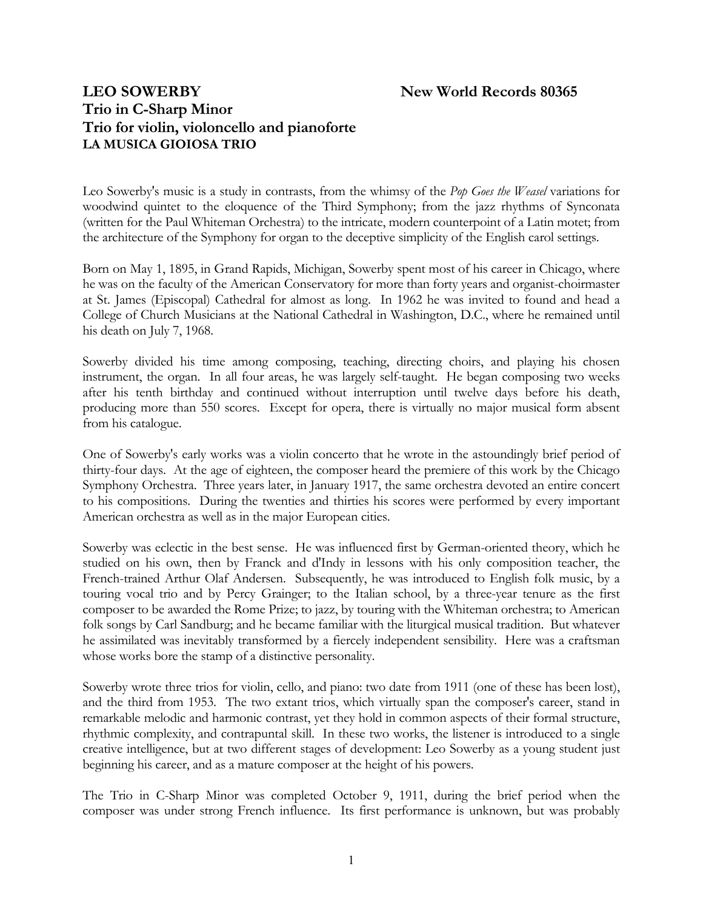**LEO SOWERBY** **New World Records 80365**
**Trio in C-Sharp Minor**
**Trio for violin, violoncello and pianoforte**
**LA MUSICA GIOIOSA TRIO**

Leo Sowerby's music is a study in contrasts, from the whimsy of the *Pop Goes the Weasel* variations for woodwind quintet to the eloquence of the Third Symphony; from the jazz rhythms of Synconata (written for the Paul Whiteman Orchestra) to the intricate, modern counterpoint of a Latin motet; from the architecture of the Symphony for organ to the deceptive simplicity of the English carol settings.

Born on May 1, 1895, in Grand Rapids, Michigan, Sowerby spent most of his career in Chicago, where he was on the faculty of the American Conservatory for more than forty years and organist-choirmaster at St. James (Episcopal) Cathedral for almost as long. In 1962 he was invited to found and head a College of Church Musicians at the National Cathedral in Washington, D.C., where he remained until his death on July 7, 1968.

Sowerby divided his time among composing, teaching, directing choirs, and playing his chosen instrument, the organ. In all four areas, he was largely self-taught. He began composing two weeks after his tenth birthday and continued without interruption until twelve days before his death, producing more than 550 scores. Except for opera, there is virtually no major musical form absent from his catalogue.

One of Sowerby's early works was a violin concerto that he wrote in the astoundingly brief period of thirty-four days. At the age of eighteen, the composer heard the premiere of this work by the Chicago Symphony Orchestra. Three years later, in January 1917, the same orchestra devoted an entire concert to his compositions. During the twenties and thirties his scores were performed by every important American orchestra as well as in the major European cities.

Sowerby was eclectic in the best sense. He was influenced first by German-oriented theory, which he studied on his own, then by Franck and d'Indy in lessons with his only composition teacher, the French-trained Arthur Olaf Andersen. Subsequently, he was introduced to English folk music, by a touring vocal trio and by Percy Grainger; to the Italian school, by a three-year tenure as the first composer to be awarded the Rome Prize; to jazz, by touring with the Whiteman orchestra; to American folk songs by Carl Sandburg; and he became familiar with the liturgical musical tradition. But whatever he assimilated was inevitably transformed by a fiercely independent sensibility. Here was a craftsman whose works bore the stamp of a distinctive personality.

Sowerby wrote three trios for violin, cello, and piano: two date from 1911 (one of these has been lost), and the third from 1953. The two extant trios, which virtually span the composer's career, stand in remarkable melodic and harmonic contrast, yet they hold in common aspects of their formal structure, rhythmic complexity, and contrapuntal skill. In these two works, the listener is introduced to a single creative intelligence, but at two different stages of development: Leo Sowerby as a young student just beginning his career, and as a mature composer at the height of his powers.

The Trio in C-Sharp Minor was completed October 9, 1911, during the brief period when the composer was under strong French influence. Its first performance is unknown, but was probably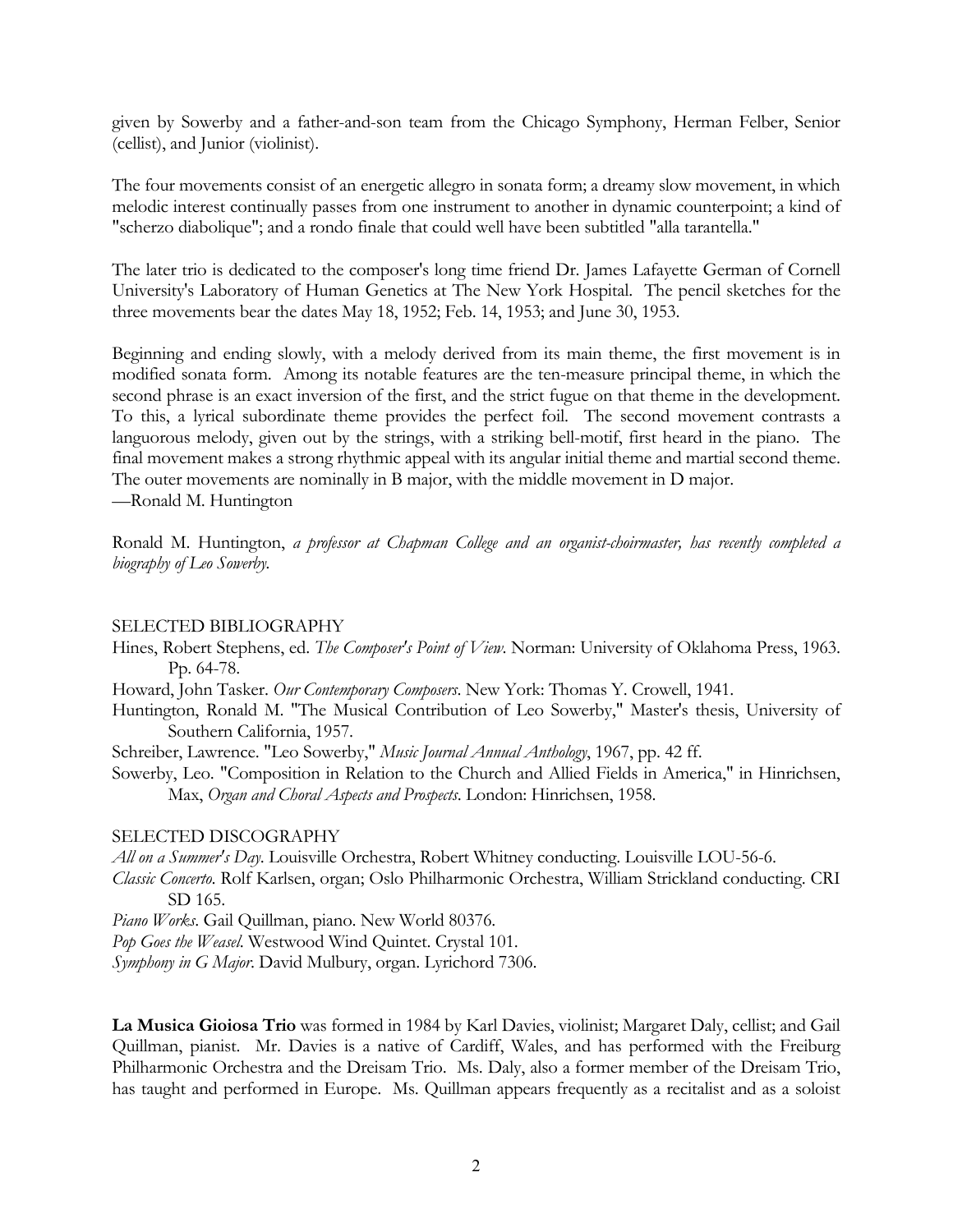given by Sowerby and a father-and-son team from the Chicago Symphony, Herman Felber, Senior (cellist), and Junior (violinist).

The four movements consist of an energetic allegro in sonata form; a dreamy slow movement, in which melodic interest continually passes from one instrument to another in dynamic counterpoint; a kind of "scherzo diabolique"; and a rondo finale that could well have been subtitled "alla tarantella."

The later trio is dedicated to the composer's long time friend Dr. James Lafayette German of Cornell University's Laboratory of Human Genetics at The New York Hospital. The pencil sketches for the three movements bear the dates May 18, 1952; Feb. 14, 1953; and June 30, 1953.

Beginning and ending slowly, with a melody derived from its main theme, the first movement is in modified sonata form. Among its notable features are the ten-measure principal theme, in which the second phrase is an exact inversion of the first, and the strict fugue on that theme in the development. To this, a lyrical subordinate theme provides the perfect foil. The second movement contrasts a languorous melody, given out by the strings, with a striking bell-motif, first heard in the piano. The final movement makes a strong rhythmic appeal with its angular initial theme and martial second theme. The outer movements are nominally in B major, with the middle movement in D major.
—Ronald M. Huntington

Ronald M. Huntington, *a professor at Chapman College and an organist-choirmaster, has recently completed a biography of Leo Sowerby.*

## SELECTED BIBLIOGRAPHY

Hines, Robert Stephens, ed. *The Composer's Point of View*. Norman: University of Oklahoma Press, 1963. Pp. 64-78.

Howard, John Tasker. *Our Contemporary Composers*. New York: Thomas Y. Crowell, 1941.

Huntington, Ronald M. "The Musical Contribution of Leo Sowerby," Master's thesis, University of Southern California, 1957.

Schreiber, Lawrence. "Leo Sowerby," *Music Journal Annual Anthology*, 1967, pp. 42 ff.

Sowerby, Leo. "Composition in Relation to the Church and Allied Fields in America," in Hinrichsen, Max, *Organ and Choral Aspects and Prospects*. London: Hinrichsen, 1958.

## SELECTED DISCOGRAPHY

*All on a Summer's Day*. Louisville Orchestra, Robert Whitney conducting. Louisville LOU-56-6.

*Classic Concerto*. Rolf Karlsen, organ; Oslo Philharmonic Orchestra, William Strickland conducting. CRI SD 165.

*Piano Works*. Gail Quillman, piano. New World 80376.

*Pop Goes the Weasel*. Westwood Wind Quintet. Crystal 101.

*Symphony in G Major*. David Mulbury, organ. Lyrichord 7306.

**La Musica Gioiosa Trio** was formed in 1984 by Karl Davies, violinist; Margaret Daly, cellist; and Gail Quillman, pianist. Mr. Davies is a native of Cardiff, Wales, and has performed with the Freiburg Philharmonic Orchestra and the Dreisam Trio. Ms. Daly, also a former member of the Dreisam Trio, has taught and performed in Europe. Ms. Quillman appears frequently as a recitalist and as a soloist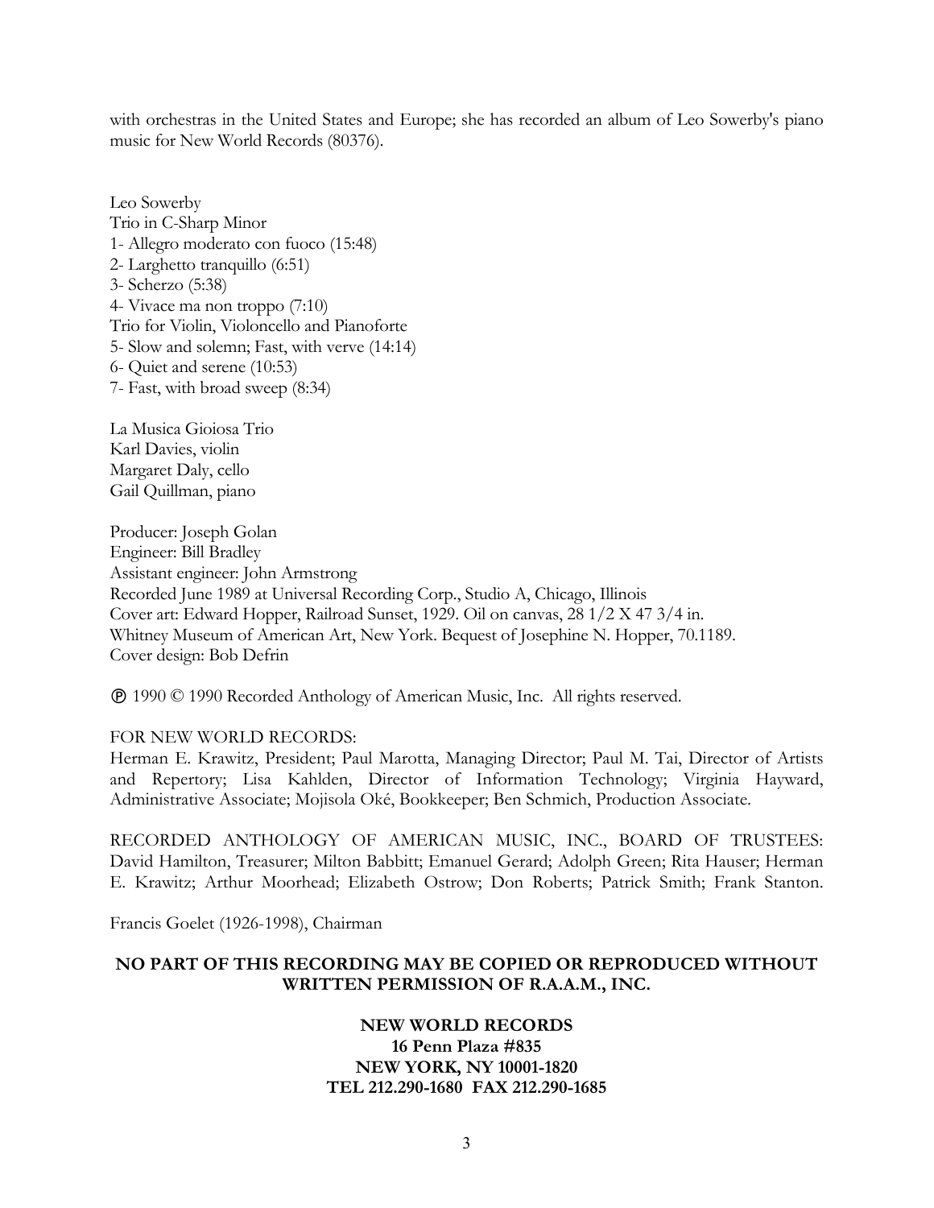with orchestras in the United States and Europe; she has recorded an album of Leo Sowerby's piano music for New World Records (80376).

Leo Sowerby
Trio in C-Sharp Minor
1- Allegro moderato con fuoco (15:48)
2- Larghetto tranquillo (6:51)
3- Scherzo (5:38)
4- Vivace ma non troppo (7:10)
Trio for Violin, Violoncello and Pianoforte
5- Slow and solemn; Fast, with verve (14:14)
6- Quiet and serene (10:53)
7- Fast, with broad sweep (8:34)

La Musica Gioiosa Trio
Karl Davies, violin
Margaret Daly, cello
Gail Quillman, piano

Producer: Joseph Golan
Engineer: Bill Bradley
Assistant engineer: John Armstrong
Recorded June 1989 at Universal Recording Corp., Studio A, Chicago, Illinois
Cover art: Edward Hopper, Railroad Sunset, 1929. Oil on canvas, 28 1/2 X 47 3/4 in.
Whitney Museum of American Art, New York. Bequest of Josephine N. Hopper, 70.1189.
Cover design: Bob Defrin

℗ 1990 © 1990 Recorded Anthology of American Music, Inc. All rights reserved.

FOR NEW WORLD RECORDS:
Herman E. Krawitz, President; Paul Marotta, Managing Director; Paul M. Tai, Director of Artists and Repertory; Lisa Kahlden, Director of Information Technology; Virginia Hayward, Administrative Associate; Mojisola Oké, Bookkeeper; Ben Schmich, Production Associate.

RECORDED ANTHOLOGY OF AMERICAN MUSIC, INC., BOARD OF TRUSTEES: David Hamilton, Treasurer; Milton Babbitt; Emanuel Gerard; Adolph Green; Rita Hauser; Herman E. Krawitz; Arthur Moorhead; Elizabeth Ostrow; Don Roberts; Patrick Smith; Frank Stanton.

Francis Goelet (1926-1998), Chairman

**NO PART OF THIS RECORDING MAY BE COPIED OR REPRODUCED WITHOUT WRITTEN PERMISSION OF R.A.A.M., INC.**

**NEW WORLD RECORDS**
**16 Penn Plaza #835**
**NEW YORK, NY 10001-1820**
**TEL 212.290-1680 FAX 212.290-1685**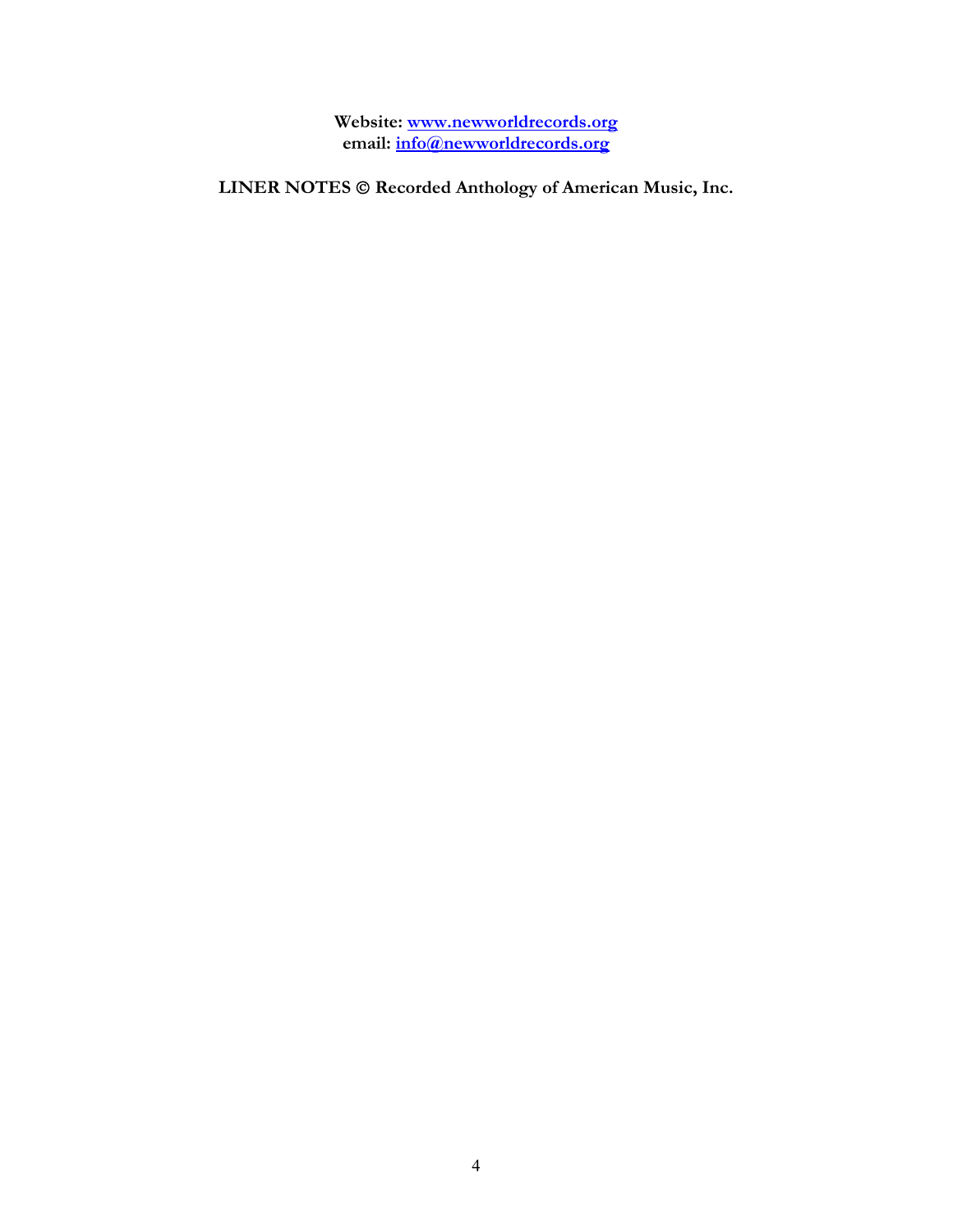**Website: [www.newworldrecords.org](http://www.newworldrecords.org)**
**email: [info@newworldrecords.org](mailto:info@newworldrecords.org)**

**LINER NOTES © Recorded Anthology of American Music, Inc.**